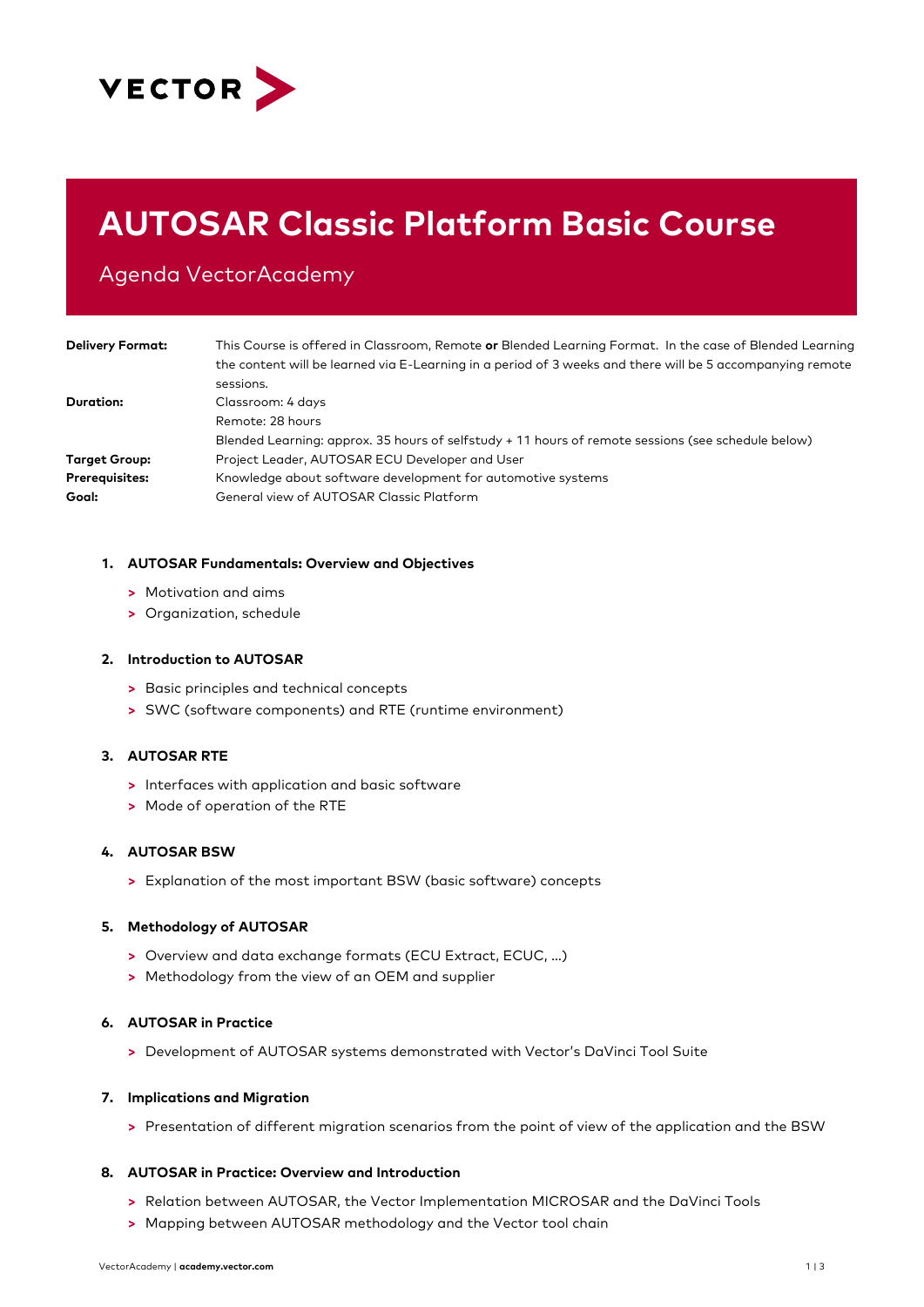VECTOR

# AUTOSAR Classic Platform Basic Course

## Agenda VectorAcademy

| | |
|---|---|
| **Delivery Format:** | This Course is offered in Classroom, Remote **or** Blended Learning Format. In the case of Blended Learning the content will be learned via E-Learning in a period of 3 weeks and there will be 5 accompanying remote sessions. |
| **Duration:** | Classroom: 4 days<br>Remote: 28 hours<br>Blended Learning: approx. 35 hours of selfstudy + 11 hours of remote sessions (see schedule below) |
| **Target Group:** | Project Leader, AUTOSAR ECU Developer and User |
| **Prerequisites:** | Knowledge about software development for automotive systems |
| **Goal:** | General view of AUTOSAR Classic Platform |

1. **AUTOSAR Fundamentals: Overview and Objectives**
   - Motivation and aims
   - Organization, schedule

2. **Introduction to AUTOSAR**
   - Basic principles and technical concepts
   - SWC (software components) and RTE (runtime environment)

3. **AUTOSAR RTE**
   - Interfaces with application and basic software
   - Mode of operation of the RTE

4. **AUTOSAR BSW**
   - Explanation of the most important BSW (basic software) concepts

5. **Methodology of AUTOSAR**
   - Overview and data exchange formats (ECU Extract, ECUC, ...)
   - Methodology from the view of an OEM and supplier

6. **AUTOSAR in Practice**
   - Development of AUTOSAR systems demonstrated with Vector's DaVinci Tool Suite

7. **Implications and Migration**
   - Presentation of different migration scenarios from the point of view of the application and the BSW

8. **AUTOSAR in Practice: Overview and Introduction**
   - Relation between AUTOSAR, the Vector Implementation MICROSAR and the DaVinci Tools
   - Mapping between AUTOSAR methodology and the Vector tool chain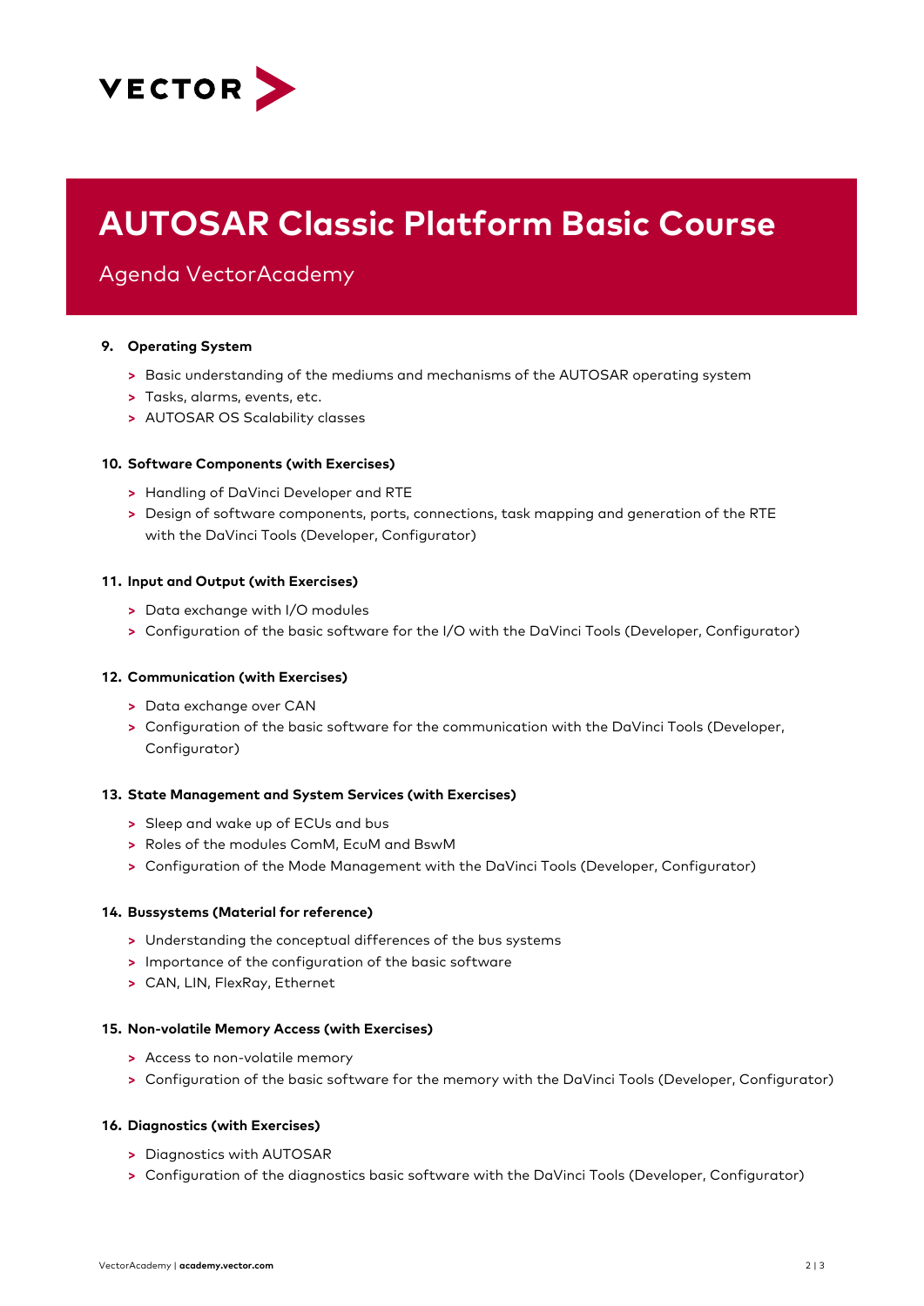# AUTOSAR Classic Platform Basic Course

## Agenda VectorAcademy

**9. Operating System**

- Basic understanding of the mediums and mechanisms of the AUTOSAR operating system
- Tasks, alarms, events, etc.
- AUTOSAR OS Scalability classes

**10. Software Components (with Exercises)**

- Handling of DaVinci Developer and RTE
- Design of software components, ports, connections, task mapping and generation of the RTE with the DaVinci Tools (Developer, Configurator)

**11. Input and Output (with Exercises)**

- Data exchange with I/O modules
- Configuration of the basic software for the I/O with the DaVinci Tools (Developer, Configurator)

**12. Communication (with Exercises)**

- Data exchange over CAN
- Configuration of the basic software for the communication with the DaVinci Tools (Developer, Configurator)

**13. State Management and System Services (with Exercises)**

- Sleep and wake up of ECUs and bus
- Roles of the modules ComM, EcuM and BswM
- Configuration of the Mode Management with the DaVinci Tools (Developer, Configurator)

**14. Bussystems (Material for reference)**

- Understanding the conceptual differences of the bus systems
- Importance of the configuration of the basic software
- CAN, LIN, FlexRay, Ethernet

**15. Non-volatile Memory Access (with Exercises)**

- Access to non-volatile memory
- Configuration of the basic software for the memory with the DaVinci Tools (Developer, Configurator)

**16. Diagnostics (with Exercises)**

- Diagnostics with AUTOSAR
- Configuration of the diagnostics basic software with the DaVinci Tools (Developer, Configurator)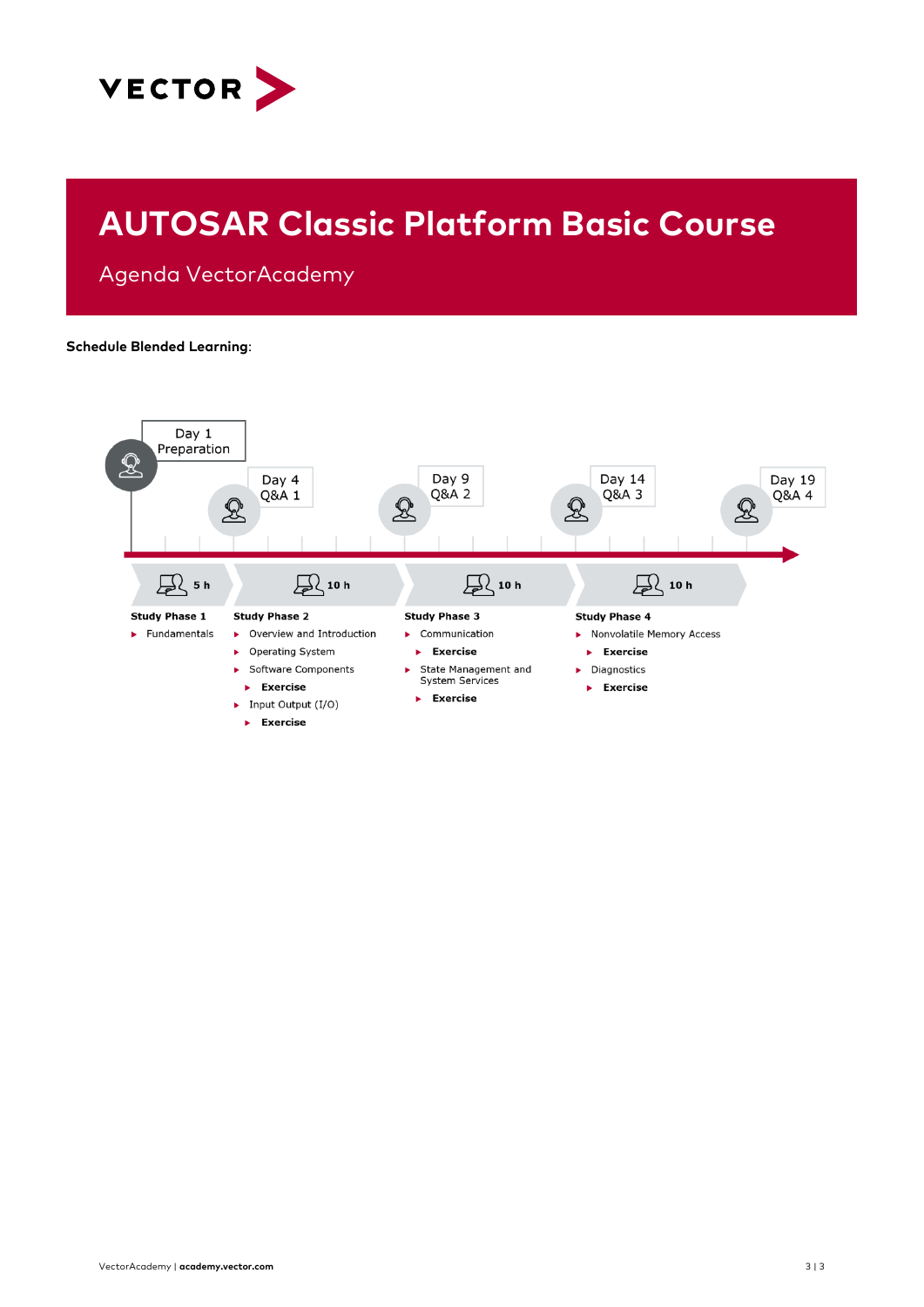# AUTOSAR Classic Platform Basic Course

## Agenda VectorAcademy

**Schedule Blended Learning**:

Day 1
Preparation

Day 4
Q&A 1

Day 9
Q&A 2

Day 14
Q&A 3

Day 19
Q&A 4

5 h

10 h

10 h

10 h

**Study Phase 1**

- Fundamentals

**Study Phase 2**

- Overview and Introduction
- Operating System
- Software Components
  - **Exercise**
- Input Output (I/O)
  - **Exercise**

**Study Phase 3**

- Communication
  - **Exercise**
- State Management and System Services
  - **Exercise**

**Study Phase 4**

- Nonvolatile Memory Access
  - **Exercise**
- Diagnostics
  - **Exercise**